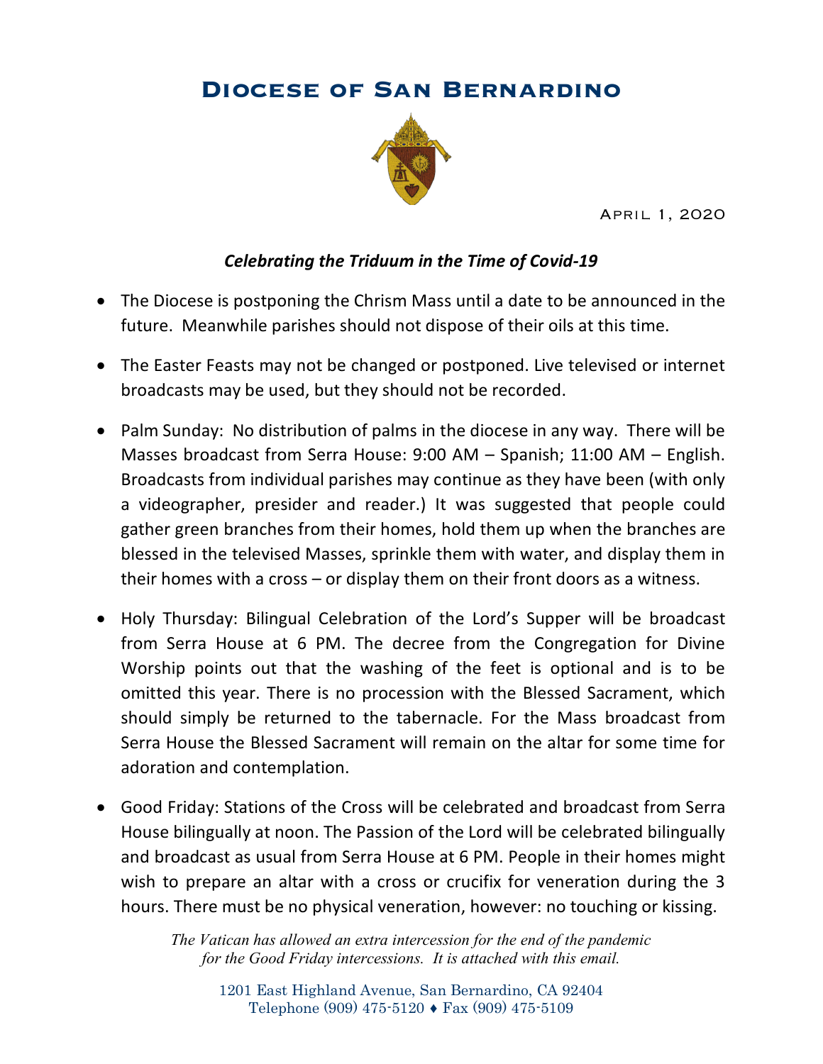# Diocese of San Bernardino

April 1, 2020

***Celebrating the Triduum in the Time of Covid-19***

- The Diocese is postponing the Chrism Mass until a date to be announced in the future. Meanwhile parishes should not dispose of their oils at this time.

- The Easter Feasts may not be changed or postponed. Live televised or internet broadcasts may be used, but they should not be recorded.

- Palm Sunday: No distribution of palms in the diocese in any way. There will be Masses broadcast from Serra House: 9:00 AM – Spanish; 11:00 AM – English. Broadcasts from individual parishes may continue as they have been (with only a videographer, presider and reader.) It was suggested that people could gather green branches from their homes, hold them up when the branches are blessed in the televised Masses, sprinkle them with water, and display them in their homes with a cross – or display them on their front doors as a witness.

- Holy Thursday: Bilingual Celebration of the Lord's Supper will be broadcast from Serra House at 6 PM. The decree from the Congregation for Divine Worship points out that the washing of the feet is optional and is to be omitted this year. There is no procession with the Blessed Sacrament, which should simply be returned to the tabernacle. For the Mass broadcast from Serra House the Blessed Sacrament will remain on the altar for some time for adoration and contemplation.

- Good Friday: Stations of the Cross will be celebrated and broadcast from Serra House bilingually at noon. The Passion of the Lord will be celebrated bilingually and broadcast as usual from Serra House at 6 PM. People in their homes might wish to prepare an altar with a cross or crucifix for veneration during the 3 hours. There must be no physical veneration, however: no touching or kissing.

*The Vatican has allowed an extra intercession for the end of the pandemic for the Good Friday intercessions. It is attached with this email.*

1201 East Highland Avenue, San Bernardino, CA 92404
Telephone (909) 475-5120 ♦ Fax (909) 475-5109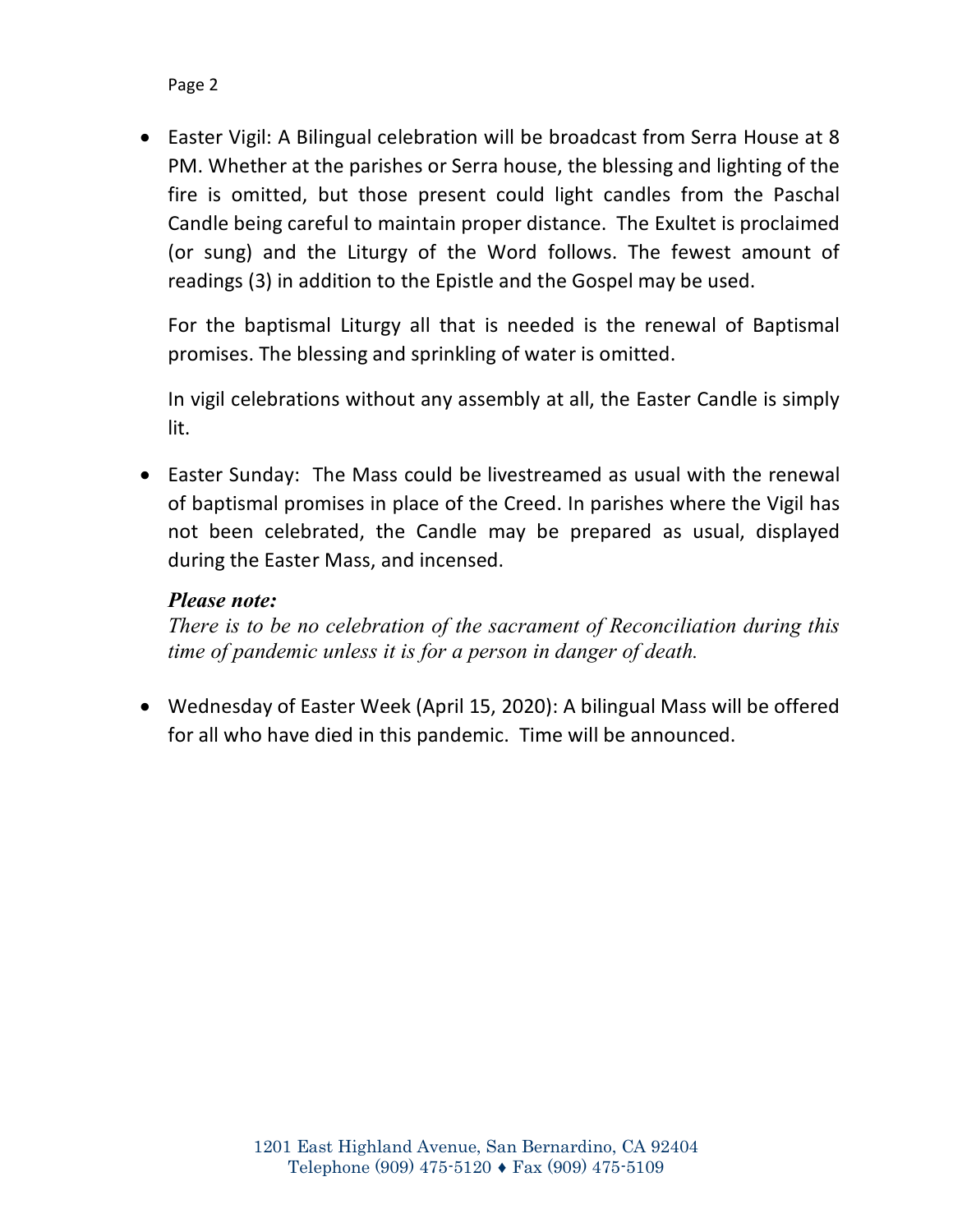- Easter Vigil: A Bilingual celebration will be broadcast from Serra House at 8 PM. Whether at the parishes or Serra house, the blessing and lighting of the fire is omitted, but those present could light candles from the Paschal Candle being careful to maintain proper distance. The Exultet is proclaimed (or sung) and the Liturgy of the Word follows. The fewest amount of readings (3) in addition to the Epistle and the Gospel may be used.

  For the baptismal Liturgy all that is needed is the renewal of Baptismal promises. The blessing and sprinkling of water is omitted.

  In vigil celebrations without any assembly at all, the Easter Candle is simply lit.

- Easter Sunday: The Mass could be livestreamed as usual with the renewal of baptismal promises in place of the Creed. In parishes where the Vigil has not been celebrated, the Candle may be prepared as usual, displayed during the Easter Mass, and incensed.

  ***Please note:***
  *There is to be no celebration of the sacrament of Reconciliation during this time of pandemic unless it is for a person in danger of death.*

- Wednesday of Easter Week (April 15, 2020): A bilingual Mass will be offered for all who have died in this pandemic. Time will be announced.

1201 East Highland Avenue, San Bernardino, CA 92404
Telephone (909) 475-5120 ♦ Fax (909) 475-5109